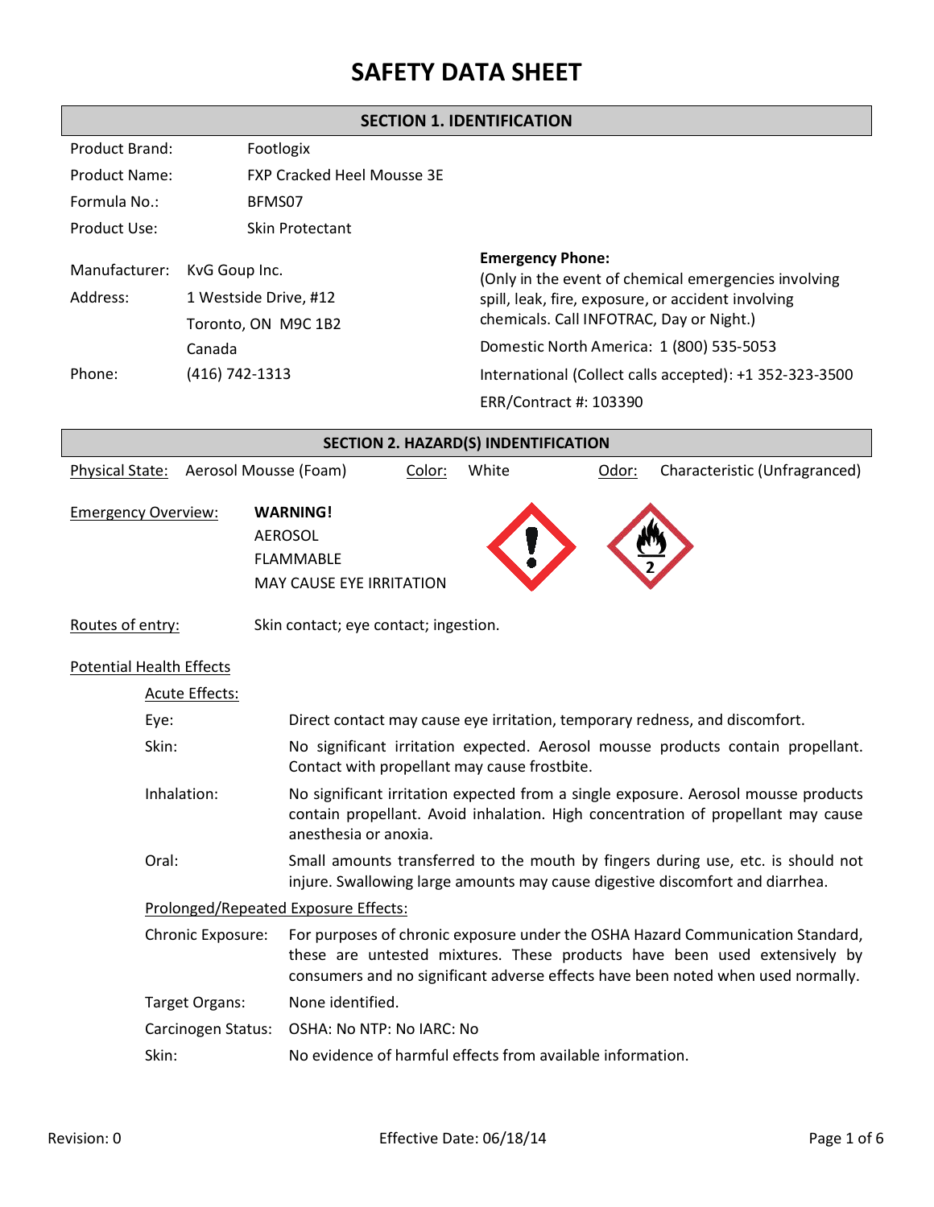# SAFETY DATA SHEET

## SECTION 1. IDENTIFICATION

| | |
|---|---|
| Product Brand: | Footlogix |
| Product Name: | FXP Cracked Heel Mousse 3E |
| Formula No.: | BFMS07 |
| Product Use: | Skin Protectant |

Manufacturer: KvG Goup Inc.
Address: 1 Westside Drive, #12
Toronto, ON M9C 1B2
Canada
Phone: (416) 742-1313

**Emergency Phone:**
(Only in the event of chemical emergencies involving spill, leak, fire, exposure, or accident involving chemicals. Call INFOTRAC, Day or Night.)

Domestic North America: 1 (800) 535-5053

International (Collect calls accepted): +1 352-323-3500

ERR/Contract #: 103390

## SECTION 2. HAZARD(S) INDENTIFICATION

Physical State: Aerosol Mousse (Foam) Color: White Odor: Characteristic (Unfragranced)

Emergency Overview: **WARNING!**
AEROSOL
FLAMMABLE
MAY CAUSE EYE IRRITATION

Routes of entry: Skin contact; eye contact; ingestion.

Potential Health Effects

Acute Effects:

| | |
|---|---|
| Eye: | Direct contact may cause eye irritation, temporary redness, and discomfort. |
| Skin: | No significant irritation expected. Aerosol mousse products contain propellant. Contact with propellant may cause frostbite. |
| Inhalation: | No significant irritation expected from a single exposure. Aerosol mousse products contain propellant. Avoid inhalation. High concentration of propellant may cause anesthesia or anoxia. |
| Oral: | Small amounts transferred to the mouth by fingers during use, etc. is should not injure. Swallowing large amounts may cause digestive discomfort and diarrhea. |

Prolonged/Repeated Exposure Effects:

| | |
|---|---|
| Chronic Exposure: | For purposes of chronic exposure under the OSHA Hazard Communication Standard, these are untested mixtures. These products have been used extensively by consumers and no significant adverse effects have been noted when used normally. |
| Target Organs: | None identified. |
| Carcinogen Status: | OSHA: No NTP: No IARC: No |
| Skin: | No evidence of harmful effects from available information. |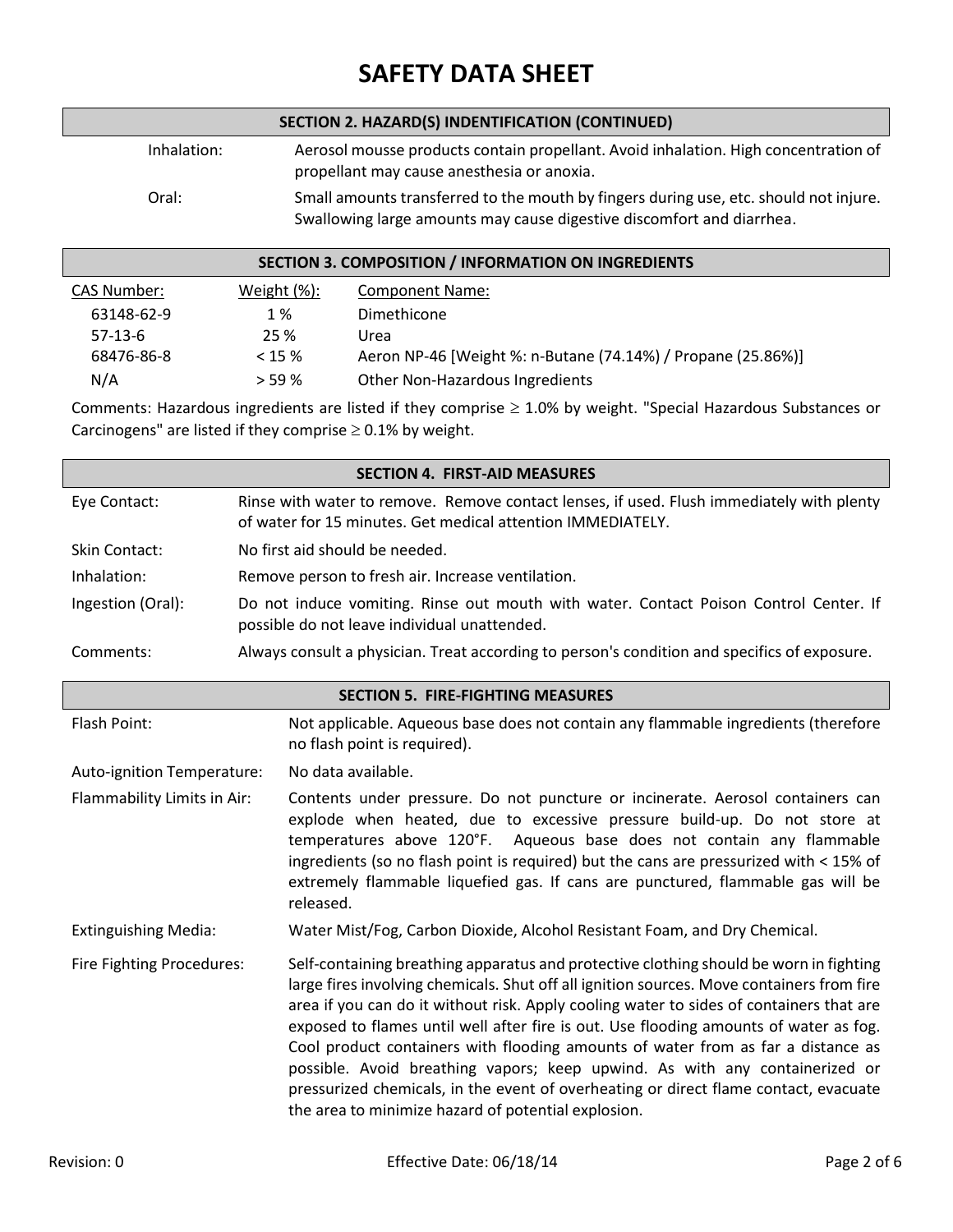# SAFETY DATA SHEET

## SECTION 2. HAZARD(S) INDENTIFICATION (CONTINUED)

**Inhalation:** Aerosol mousse products contain propellant. Avoid inhalation. High concentration of propellant may cause anesthesia or anoxia.

**Oral:** Small amounts transferred to the mouth by fingers during use, etc. should not injure. Swallowing large amounts may cause digestive discomfort and diarrhea.

## SECTION 3. COMPOSITION / INFORMATION ON INGREDIENTS

| CAS Number: | Weight (%): | Component Name: |
|---|---|---|
| 63148-62-9 | 1 % | Dimethicone |
| 57-13-6 | 25 % | Urea |
| 68476-86-8 | < 15 % | Aeron NP-46 [Weight %: n-Butane (74.14%) / Propane (25.86%)] |
| N/A | > 59 % | Other Non-Hazardous Ingredients |

Comments: Hazardous ingredients are listed if they comprise ≥ 1.0% by weight. "Special Hazardous Substances or Carcinogens" are listed if they comprise ≥ 0.1% by weight.

## SECTION 4. FIRST-AID MEASURES

**Eye Contact:** Rinse with water to remove. Remove contact lenses, if used. Flush immediately with plenty of water for 15 minutes. Get medical attention IMMEDIATELY.

**Skin Contact:** No first aid should be needed.

**Inhalation:** Remove person to fresh air. Increase ventilation.

**Ingestion (Oral):** Do not induce vomiting. Rinse out mouth with water. Contact Poison Control Center. If possible do not leave individual unattended.

**Comments:** Always consult a physician. Treat according to person's condition and specifics of exposure.

## SECTION 5. FIRE-FIGHTING MEASURES

**Flash Point:** Not applicable. Aqueous base does not contain any flammable ingredients (therefore no flash point is required).

**Auto-ignition Temperature:** No data available.

**Flammability Limits in Air:** Contents under pressure. Do not puncture or incinerate. Aerosol containers can explode when heated, due to excessive pressure build-up. Do not store at temperatures above 120°F. Aqueous base does not contain any flammable ingredients (so no flash point is required) but the cans are pressurized with < 15% of extremely flammable liquefied gas. If cans are punctured, flammable gas will be released.

**Extinguishing Media:** Water Mist/Fog, Carbon Dioxide, Alcohol Resistant Foam, and Dry Chemical.

**Fire Fighting Procedures:** Self-containing breathing apparatus and protective clothing should be worn in fighting large fires involving chemicals. Shut off all ignition sources. Move containers from fire area if you can do it without risk. Apply cooling water to sides of containers that are exposed to flames until well after fire is out. Use flooding amounts of water as fog. Cool product containers with flooding amounts of water from as far a distance as possible. Avoid breathing vapors; keep upwind. As with any containerized or pressurized chemicals, in the event of overheating or direct flame contact, evacuate the area to minimize hazard of potential explosion.

Revision: 0 Effective Date: 06/18/14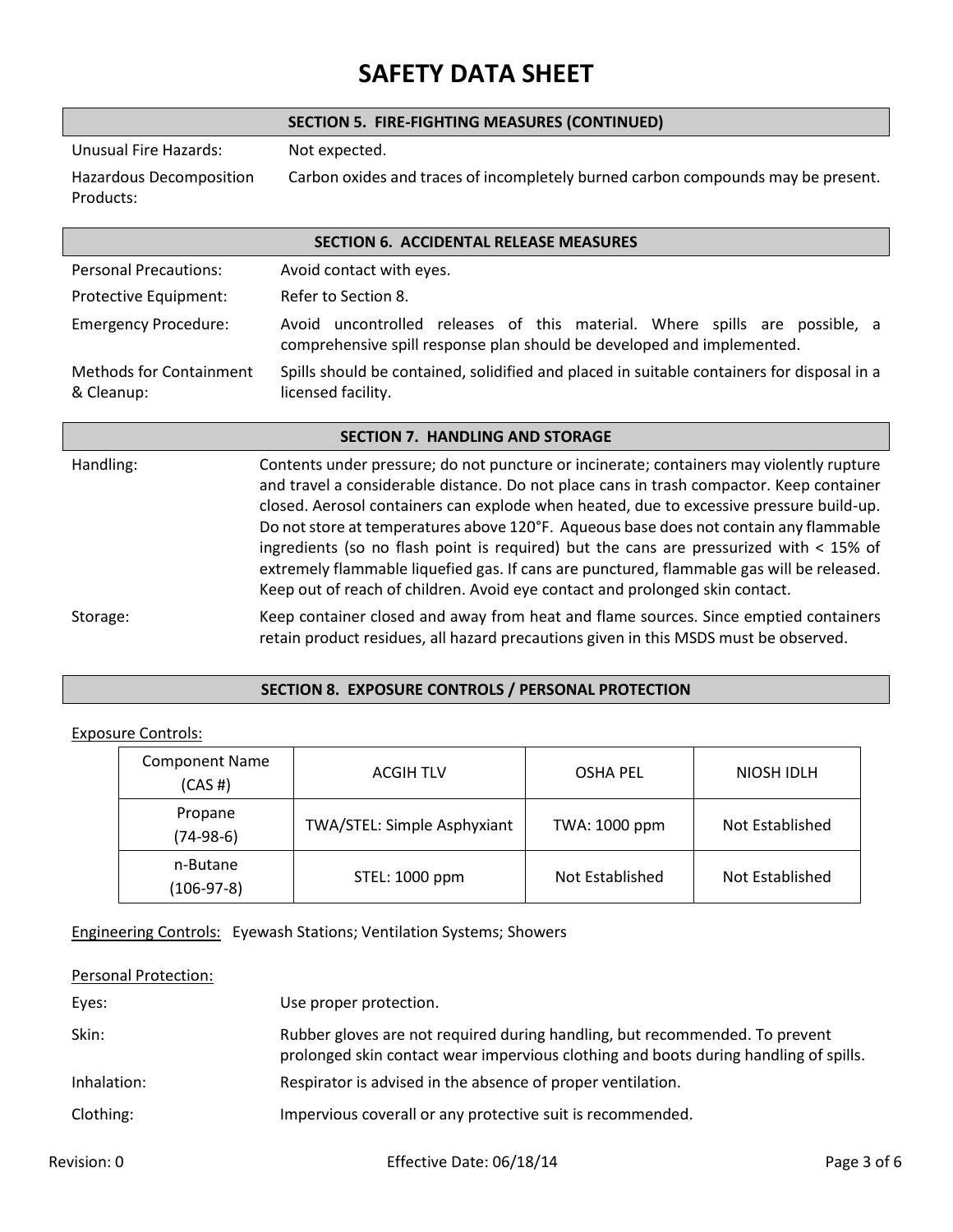# SAFETY DATA SHEET

## SECTION 5. FIRE-FIGHTING MEASURES (CONTINUED)

Unusual Fire Hazards: Not expected.

Hazardous Decomposition Products: Carbon oxides and traces of incompletely burned carbon compounds may be present.

## SECTION 6. ACCIDENTAL RELEASE MEASURES

Personal Precautions: Avoid contact with eyes.

Protective Equipment: Refer to Section 8.

Emergency Procedure: Avoid uncontrolled releases of this material. Where spills are possible, a comprehensive spill response plan should be developed and implemented.

Methods for Containment & Cleanup: Spills should be contained, solidified and placed in suitable containers for disposal in a licensed facility.

## SECTION 7. HANDLING AND STORAGE

Handling: Contents under pressure; do not puncture or incinerate; containers may violently rupture and travel a considerable distance. Do not place cans in trash compactor. Keep container closed. Aerosol containers can explode when heated, due to excessive pressure build-up. Do not store at temperatures above 120°F. Aqueous base does not contain any flammable ingredients (so no flash point is required) but the cans are pressurized with < 15% of extremely flammable liquefied gas. If cans are punctured, flammable gas will be released. Keep out of reach of children. Avoid eye contact and prolonged skin contact.

Storage: Keep container closed and away from heat and flame sources. Since emptied containers retain product residues, all hazard precautions given in this MSDS must be observed.

## SECTION 8. EXPOSURE CONTROLS / PERSONAL PROTECTION

Exposure Controls:

| Component Name (CAS #) | ACGIH TLV | OSHA PEL | NIOSH IDLH |
|---|---|---|---|
| Propane (74-98-6) | TWA/STEL: Simple Asphyxiant | TWA: 1000 ppm | Not Established |
| n-Butane (106-97-8) | STEL: 1000 ppm | Not Established | Not Established |

Engineering Controls: Eyewash Stations; Ventilation Systems; Showers

Personal Protection:

Eyes: Use proper protection.

Skin: Rubber gloves are not required during handling, but recommended. To prevent prolonged skin contact wear impervious clothing and boots during handling of spills.

Inhalation: Respirator is advised in the absence of proper ventilation.

Clothing: Impervious coverall or any protective suit is recommended.

Revision: 0 Effective Date: 06/18/14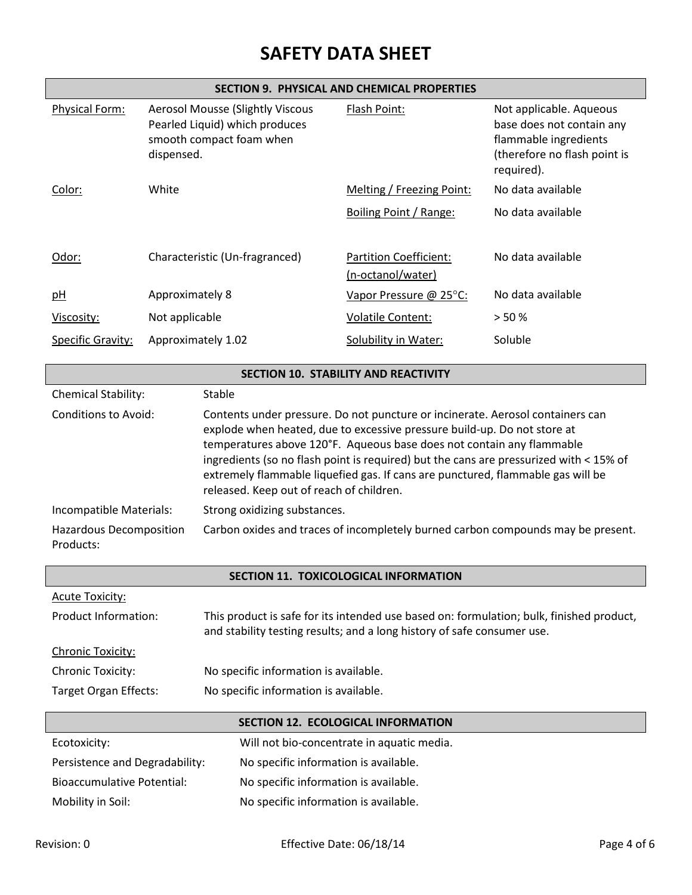# SAFETY DATA SHEET

## SECTION 9. PHYSICAL AND CHEMICAL PROPERTIES

| Property | Value | Property | Value |
|---|---|---|---|
| Physical Form: | Aerosol Mousse (Slightly Viscous Pearled Liquid) which produces smooth compact foam when dispensed. | Flash Point: | Not applicable. Aqueous base does not contain any flammable ingredients (therefore no flash point is required). |
| Color: | White | Melting / Freezing Point: | No data available |
| | | Boiling Point / Range: | No data available |
| Odor: | Characteristic (Un-fragranced) | Partition Coefficient: (n-octanol/water) | No data available |
| pH | Approximately 8 | Vapor Pressure @ 25°C: | No data available |
| Viscosity: | Not applicable | Volatile Content: | > 50 % |
| Specific Gravity: | Approximately 1.02 | Solubility in Water: | Soluble |

## SECTION 10. STABILITY AND REACTIVITY

| | |
|---|---|
| Chemical Stability: | Stable |
| Conditions to Avoid: | Contents under pressure. Do not puncture or incinerate. Aerosol containers can explode when heated, due to excessive pressure build-up. Do not store at temperatures above 120°F. Aqueous base does not contain any flammable ingredients (so no flash point is required) but the cans are pressurized with < 15% of extremely flammable liquefied gas. If cans are punctured, flammable gas will be released. Keep out of reach of children. |
| Incompatible Materials: | Strong oxidizing substances. |
| Hazardous Decomposition Products: | Carbon oxides and traces of incompletely burned carbon compounds may be present. |

## SECTION 11. TOXICOLOGICAL INFORMATION

**Acute Toxicity:**

| | |
|---|---|
| Product Information: | This product is safe for its intended use based on: formulation; bulk, finished product, and stability testing results; and a long history of safe consumer use. |

**Chronic Toxicity:**

| | |
|---|---|
| Chronic Toxicity: | No specific information is available. |
| Target Organ Effects: | No specific information is available. |

## SECTION 12. ECOLOGICAL INFORMATION

| | |
|---|---|
| Ecotoxicity: | Will not bio-concentrate in aquatic media. |
| Persistence and Degradability: | No specific information is available. |
| Bioaccumulative Potential: | No specific information is available. |
| Mobility in Soil: | No specific information is available. |

Revision: 0 Effective Date: 06/18/14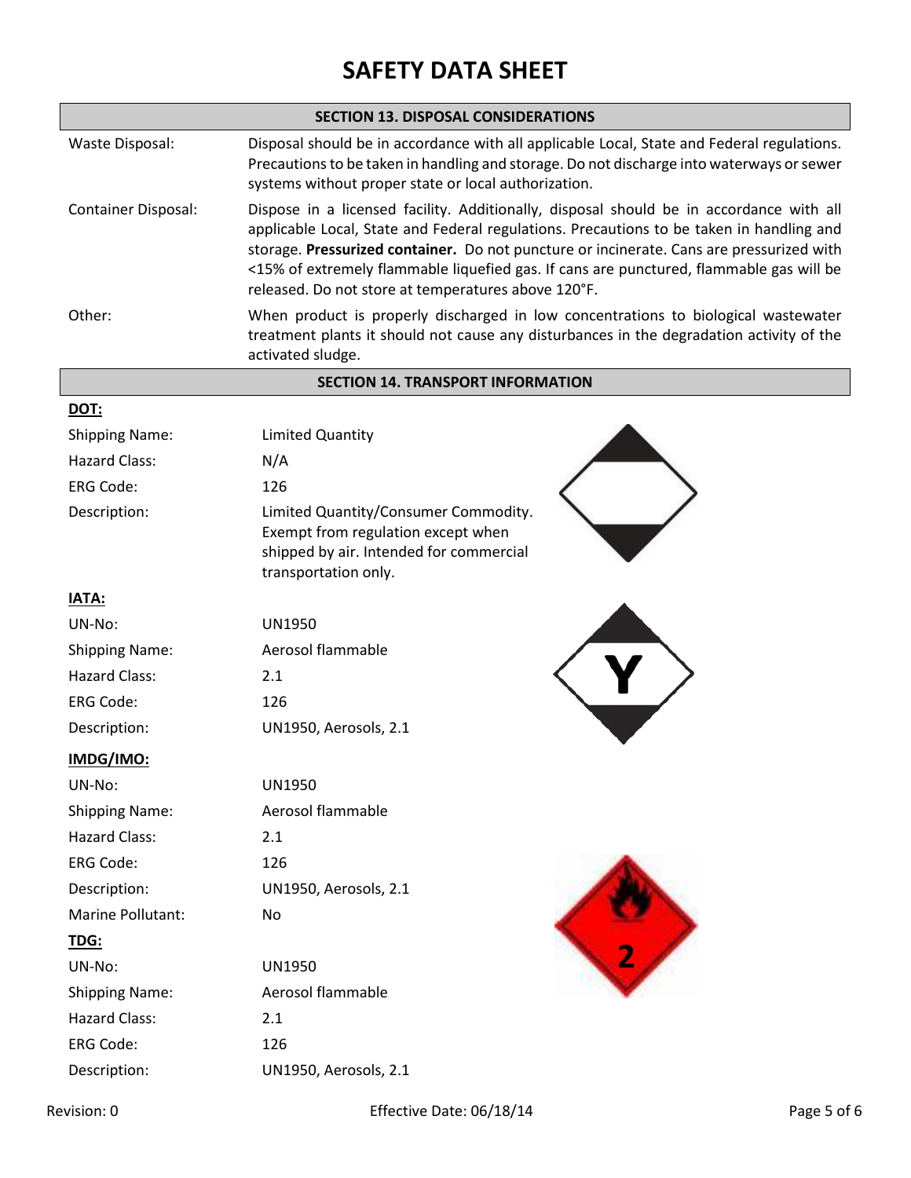# SAFETY DATA SHEET

## SECTION 13. DISPOSAL CONSIDERATIONS

| | |
|---|---|
| Waste Disposal: | Disposal should be in accordance with all applicable Local, State and Federal regulations. Precautions to be taken in handling and storage. Do not discharge into waterways or sewer systems without proper state or local authorization. |
| Container Disposal: | Dispose in a licensed facility. Additionally, disposal should be in accordance with all applicable Local, State and Federal regulations. Precautions to be taken in handling and storage. **Pressurized container.** Do not puncture or incinerate. Cans are pressurized with <15% of extremely flammable liquefied gas. If cans are punctured, flammable gas will be released. Do not store at temperatures above 120°F. |
| Other: | When product is properly discharged in low concentrations to biological wastewater treatment plants it should not cause any disturbances in the degradation activity of the activated sludge. |

## SECTION 14. TRANSPORT INFORMATION

**DOT:**

| | |
|---|---|
| Shipping Name: | Limited Quantity |
| Hazard Class: | N/A |
| ERG Code: | 126 |
| Description: | Limited Quantity/Consumer Commodity. Exempt from regulation except when shipped by air. Intended for commercial transportation only. |

**IATA:**

| | |
|---|---|
| UN-No: | UN1950 |
| Shipping Name: | Aerosol flammable |
| Hazard Class: | 2.1 |
| ERG Code: | 126 |
| Description: | UN1950, Aerosols, 2.1 |

**IMDG/IMO:**

| | |
|---|---|
| UN-No: | UN1950 |
| Shipping Name: | Aerosol flammable |
| Hazard Class: | 2.1 |
| ERG Code: | 126 |
| Description: | UN1950, Aerosols, 2.1 |
| Marine Pollutant: | No |

**TDG:**

| | |
|---|---|
| UN-No: | UN1950 |
| Shipping Name: | Aerosol flammable |
| Hazard Class: | 2.1 |
| ERG Code: | 126 |
| Description: | UN1950, Aerosols, 2.1 |

Revision: 0 Effective Date: 06/18/14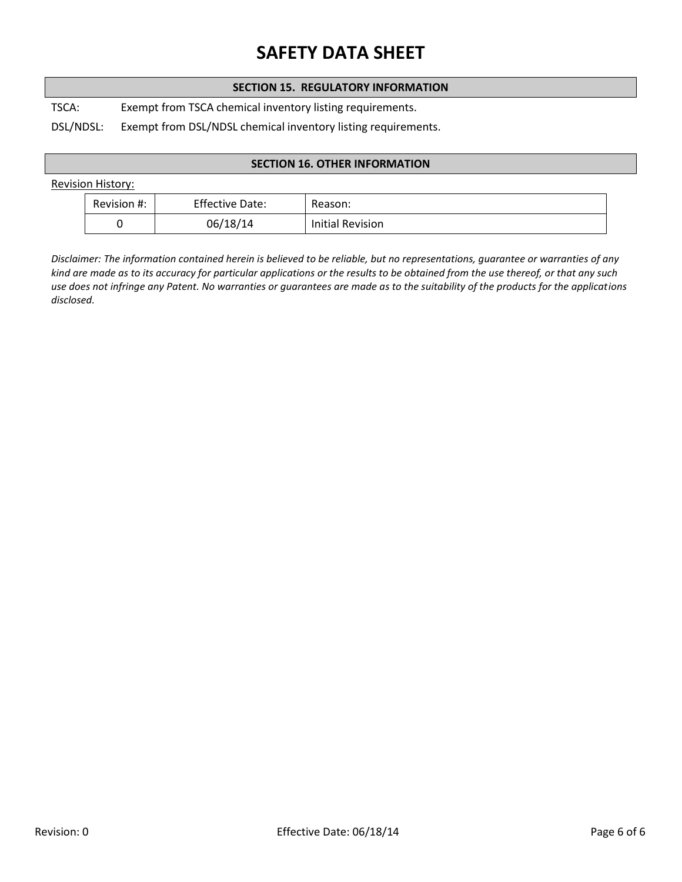# SAFETY DATA SHEET

## SECTION 15. REGULATORY INFORMATION

TSCA: Exempt from TSCA chemical inventory listing requirements.

DSL/NDSL: Exempt from DSL/NDSL chemical inventory listing requirements.

## SECTION 16. OTHER INFORMATION

Revision History:

| Revision #: | Effective Date: | Reason: |
|---|---|---|
| 0 | 06/18/14 | Initial Revision |

*Disclaimer: The information contained herein is believed to be reliable, but no representations, guarantee or warranties of any kind are made as to its accuracy for particular applications or the results to be obtained from the use thereof, or that any such use does not infringe any Patent. No warranties or guarantees are made as to the suitability of the products for the applications disclosed.*